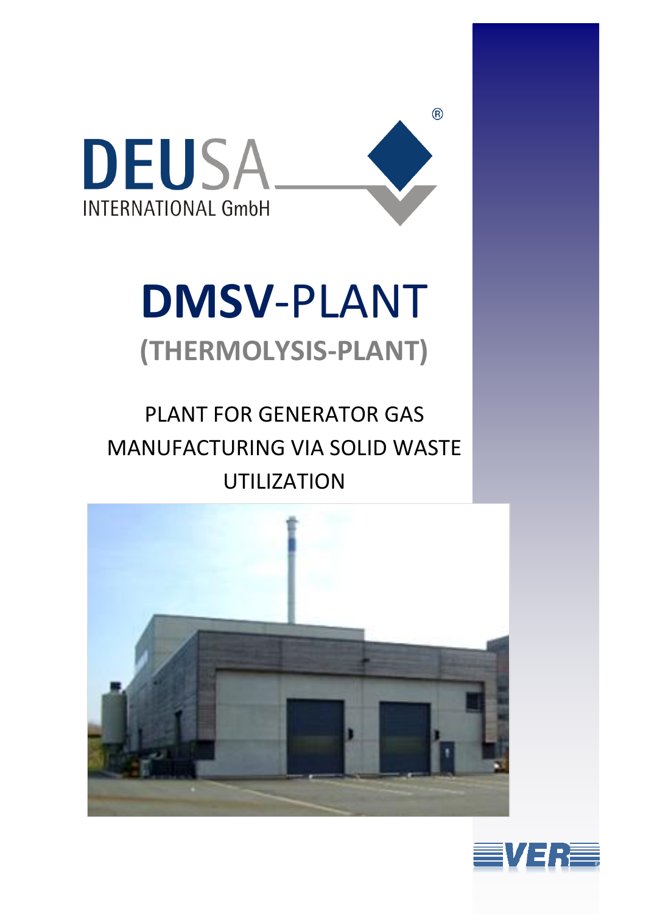DEUSA
INTERNATIONAL GmbH

# DMSV-PLANT

## (THERMOLYSIS-PLANT)

PLANT FOR GENERATOR GAS MANUFACTURING VIA SOLID WASTE UTILIZATION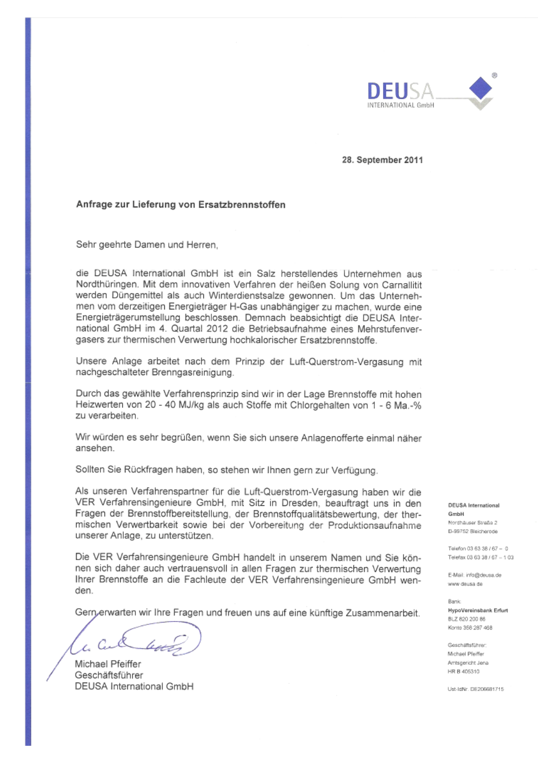DEUSA INTERNATIONAL GmbH

**28. September 2011**

**Anfrage zur Lieferung von Ersatzbrennstoffen**

Sehr geehrte Damen und Herren,

die DEUSA International GmbH ist ein Salz herstellendes Unternehmen aus Nordthüringen. Mit dem innovativen Verfahren der heißen Solung von Carnallitit werden Düngemittel als auch Winterdienstsalze gewonnen. Um das Unternehmen vom derzeitigen Energieträger H-Gas unabhängiger zu machen, wurde eine Energieträgerumstellung beschlossen. Demnach beabsichtigt die DEUSA International GmbH im 4. Quartal 2012 die Betriebsaufnahme eines Mehrstufenvergasers zur thermischen Verwertung hochkalorischer Ersatzbrennstoffe.

Unsere Anlage arbeitet nach dem Prinzip der Luft-Querstrom-Vergasung mit nachgeschalteter Brenngasreinigung.

Durch das gewählte Verfahrensprinzip sind wir in der Lage Brennstoffe mit hohen Heizwerten von 20 - 40 MJ/kg als auch Stoffe mit Chlorgehalten von 1 - 6 Ma.-% zu verarbeiten.

Wir würden es sehr begrüßen, wenn Sie sich unsere Anlagenofferte einmal näher ansehen.

Sollten Sie Rückfragen haben, so stehen wir Ihnen gern zur Verfügung.

Als unseren Verfahrenspartner für die Luft-Querstrom-Vergasung haben wir die VER Verfahrensingenieure GmbH, mit Sitz in Dresden, beauftragt uns in den Fragen der Brennstoffbereitstellung, der Brennstoffqualitätsbewertung, der thermischen Verwertbarkeit sowie bei der Vorbereitung der Produktionsaufnahme unserer Anlage, zu unterstützen.

Die VER Verfahrensingenieure GmbH handelt in unserem Namen und Sie können sich daher auch vertrauensvoll in allen Fragen zur thermischen Verwertung Ihrer Brennstoffe an die Fachleute der VER Verfahrensingenieure GmbH wenden.

Gern erwarten wir Ihre Fragen und freuen uns auf eine künftige Zusammenarbeit.

Michael Pfeiffer
Geschäftsführer
DEUSA International GmbH

**DEUSA International GmbH**
Nordhäuser Straße 2
D-99752 Bleicherode

Telefon 03 63 38 / 67 – 0
Telefax 03 63 38 / 67 – 1 03

E-Mail: info@deusa.de
www.deusa.de

Bank:
**HypoVereinsbank Erfurt**
BLZ 820 200 86
Konto 358 287 468

Geschäftsführer:
Michael Pfeiffer
Amtsgericht Jena
HR B 405310

Ust-IdNr. DE206681715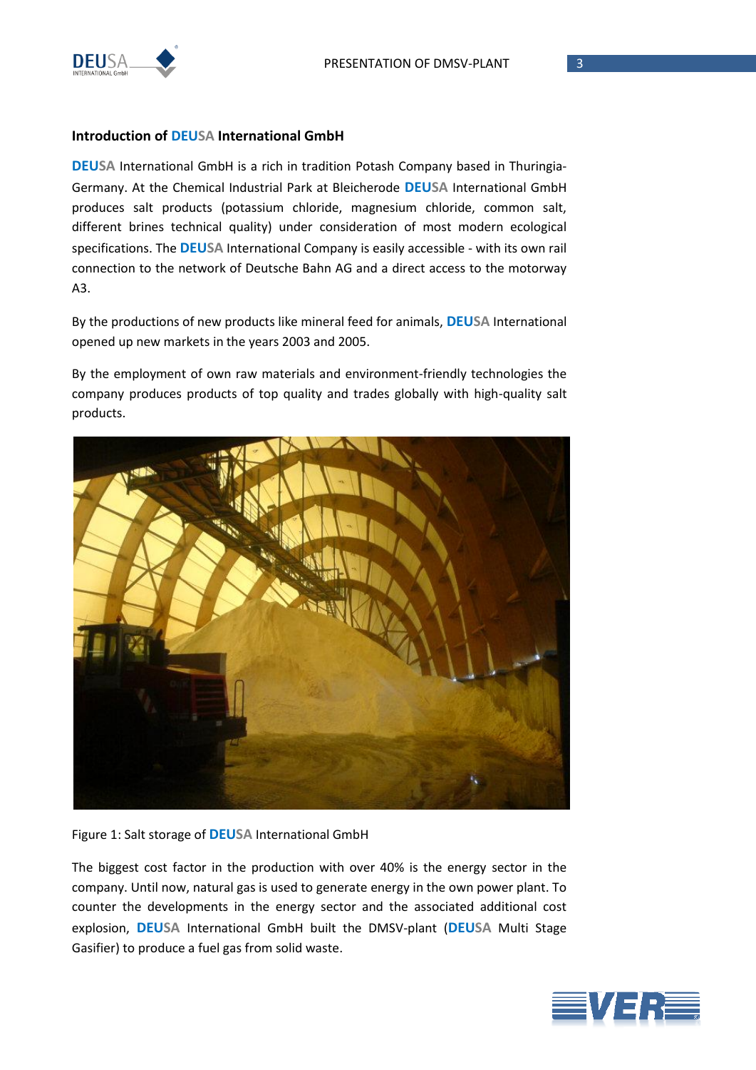## Introduction of DEUSA International GmbH

DEUSA International GmbH is a rich in tradition Potash Company based in Thuringia-Germany. At the Chemical Industrial Park at Bleicherode DEUSA International GmbH produces salt products (potassium chloride, magnesium chloride, common salt, different brines technical quality) under consideration of most modern ecological specifications. The DEUSA International Company is easily accessible - with its own rail connection to the network of Deutsche Bahn AG and a direct access to the motorway A3.

By the productions of new products like mineral feed for animals, DEUSA International opened up new markets in the years 2003 and 2005.

By the employment of own raw materials and environment-friendly technologies the company produces products of top quality and trades globally with high-quality salt products.

Figure 1: Salt storage of DEUSA International GmbH

The biggest cost factor in the production with over 40% is the energy sector in the company. Until now, natural gas is used to generate energy in the own power plant. To counter the developments in the energy sector and the associated additional cost explosion, DEUSA International GmbH built the DMSV-plant (DEUSA Multi Stage Gasifier) to produce a fuel gas from solid waste.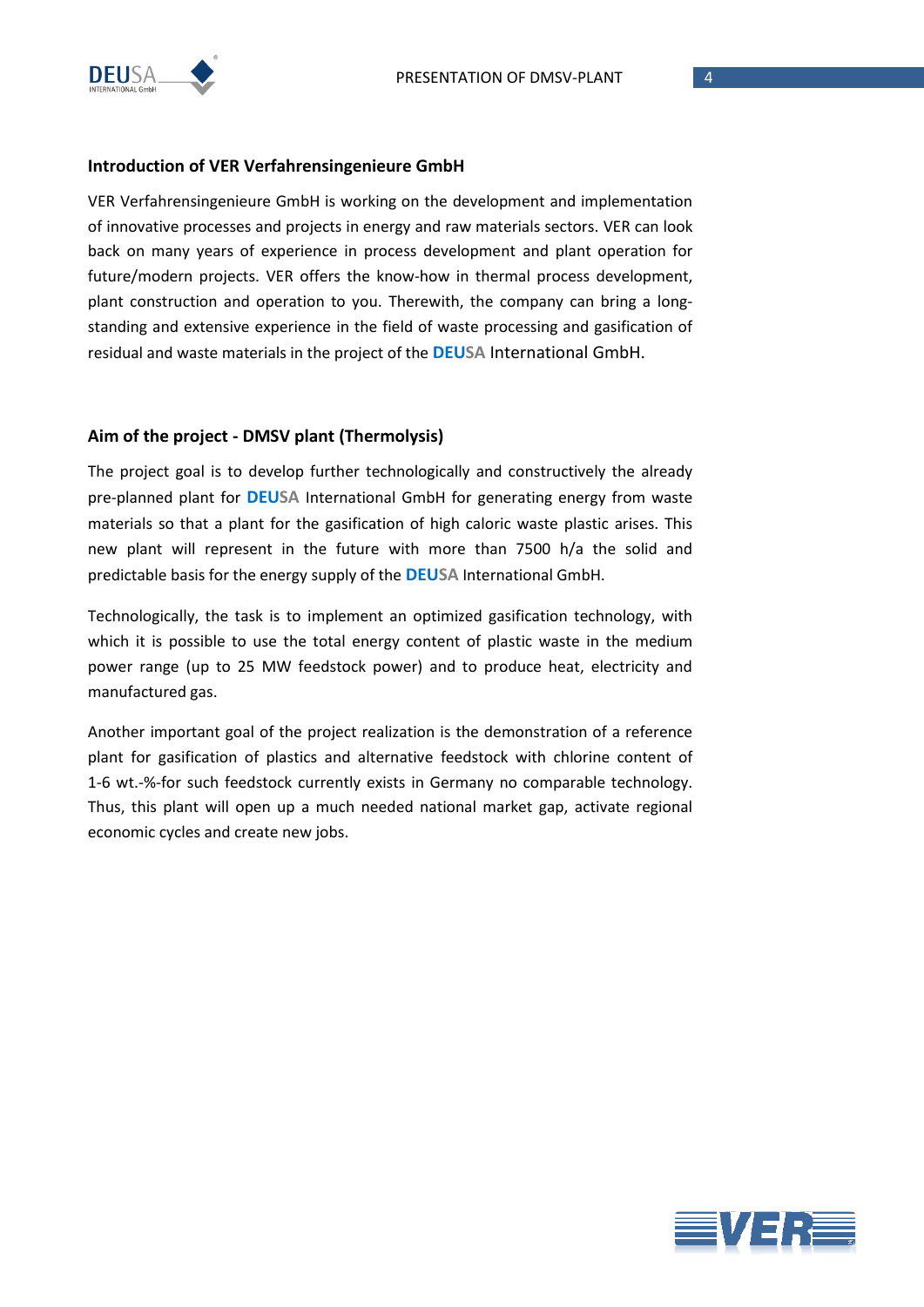### Introduction of VER Verfahrensingenieure GmbH

VER Verfahrensingenieure GmbH is working on the development and implementation of innovative processes and projects in energy and raw materials sectors. VER can look back on many years of experience in process development and plant operation for future/modern projects. VER offers the know-how in thermal process development, plant construction and operation to you. Therewith, the company can bring a long-standing and extensive experience in the field of waste processing and gasification of residual and waste materials in the project of the DEUSA International GmbH.

### Aim of the project - DMSV plant (Thermolysis)

The project goal is to develop further technologically and constructively the already pre-planned plant for DEUSA International GmbH for generating energy from waste materials so that a plant for the gasification of high caloric waste plastic arises. This new plant will represent in the future with more than 7500 h/a the solid and predictable basis for the energy supply of the DEUSA International GmbH.

Technologically, the task is to implement an optimized gasification technology, with which it is possible to use the total energy content of plastic waste in the medium power range (up to 25 MW feedstock power) and to produce heat, electricity and manufactured gas.

Another important goal of the project realization is the demonstration of a reference plant for gasification of plastics and alternative feedstock with chlorine content of 1-6 wt.-%-for such feedstock currently exists in Germany no comparable technology. Thus, this plant will open up a much needed national market gap, activate regional economic cycles and create new jobs.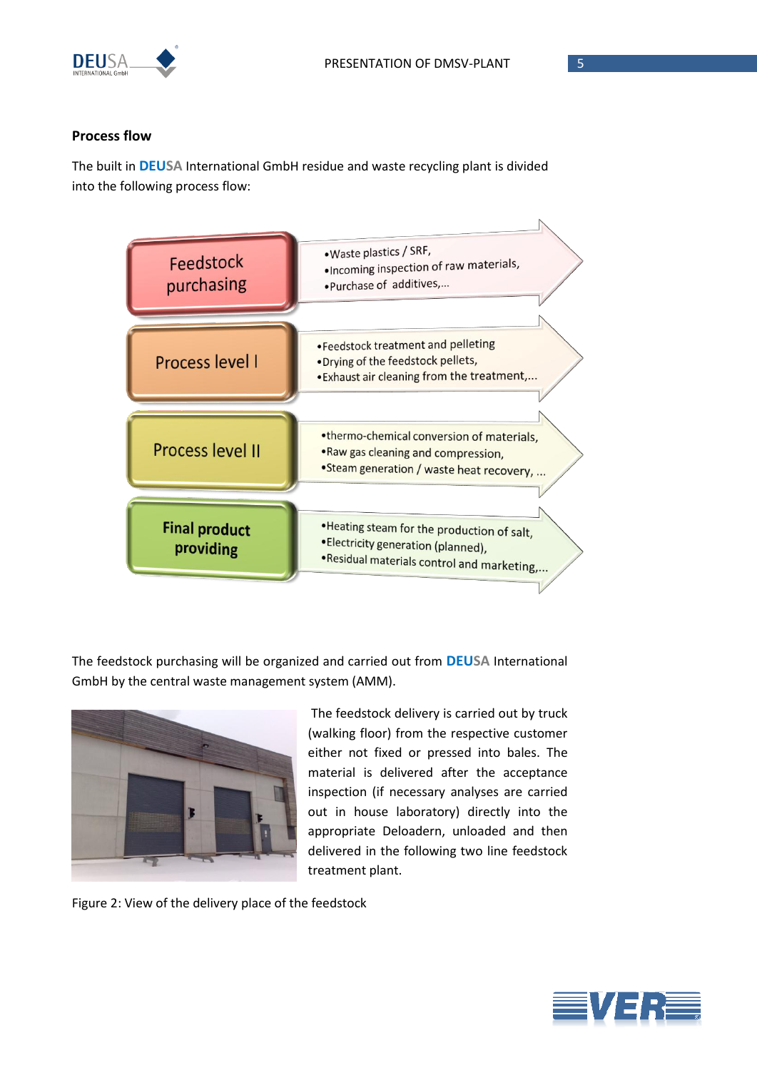## Process flow

The built in DEUSA International GmbH residue and waste recycling plant is divided into the following process flow:

**Feedstock purchasing**
- Waste plastics / SRF,
- Incoming inspection of raw materials,
- Purchase of additives,...

**Process level I**
- Feedstock treatment and pelleting
- Drying of the feedstock pellets,
- Exhaust air cleaning from the treatment,...

**Process level II**
- thermo-chemical conversion of materials,
- Raw gas cleaning and compression,
- Steam generation / waste heat recovery, ...

**Final product providing**
- Heating steam for the production of salt,
- Electricity generation (planned),
- Residual materials control and marketing,...

The feedstock purchasing will be organized and carried out from DEUSA International GmbH by the central waste management system (AMM).

The feedstock delivery is carried out by truck (walking floor) from the respective customer either not fixed or pressed into bales. The material is delivered after the acceptance inspection (if necessary analyses are carried out in house laboratory) directly into the appropriate Deloadern, unloaded and then delivered in the following two line feedstock treatment plant.

Figure 2: View of the delivery place of the feedstock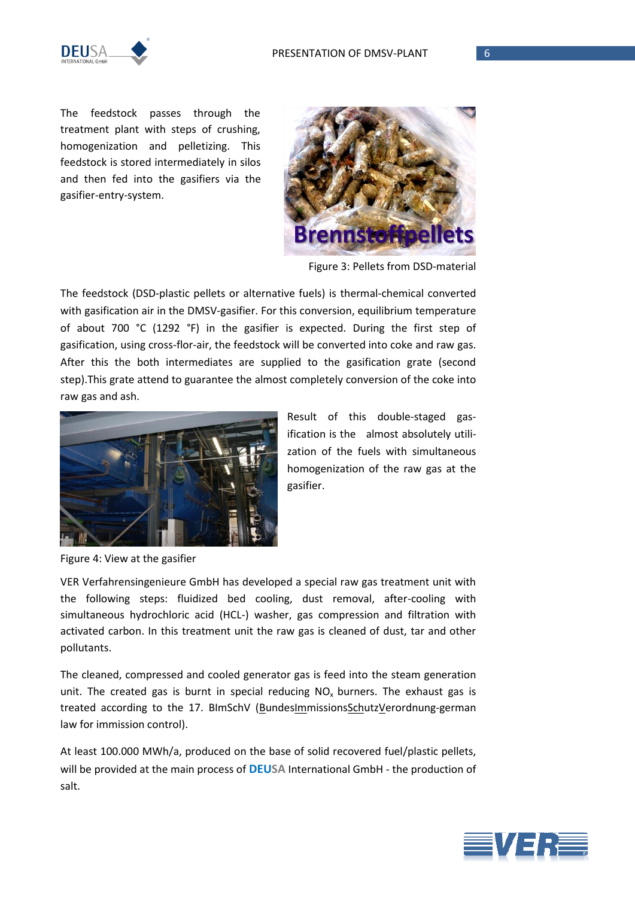The feedstock passes through the treatment plant with steps of crushing, homogenization and pelletizing. This feedstock is stored intermediately in silos and then fed into the gasifiers via the gasifier-entry-system.

Figure 3: Pellets from DSD-material

The feedstock (DSD-plastic pellets or alternative fuels) is thermal-chemical converted with gasification air in the DMSV-gasifier. For this conversion, equilibrium temperature of about 700 °C (1292 °F) in the gasifier is expected. During the first step of gasification, using cross-flor-air, the feedstock will be converted into coke and raw gas. After this the both intermediates are supplied to the gasification grate (second step).This grate attend to guarantee the almost completely conversion of the coke into raw gas and ash.

Result of this double-staged gas-ification is the almost absolutely utili-zation of the fuels with simultaneous homogenization of the raw gas at the gasifier.

Figure 4: View at the gasifier

VER Verfahrensingenieure GmbH has developed a special raw gas treatment unit with the following steps: fluidized bed cooling, dust removal, after-cooling with simultaneous hydrochloric acid (HCL-) washer, gas compression and filtration with activated carbon. In this treatment unit the raw gas is cleaned of dust, tar and other pollutants.

The cleaned, compressed and cooled generator gas is feed into the steam generation unit. The created gas is burnt in special reducing $NO_x$ burners. The exhaust gas is treated according to the 17. BImSchV (BundesImmissionsSchutzVerordnung-german law for immission control).

At least 100.000 MWh/a, produced on the base of solid recovered fuel/plastic pellets, will be provided at the main process of **DEUSA** International GmbH - the production of salt.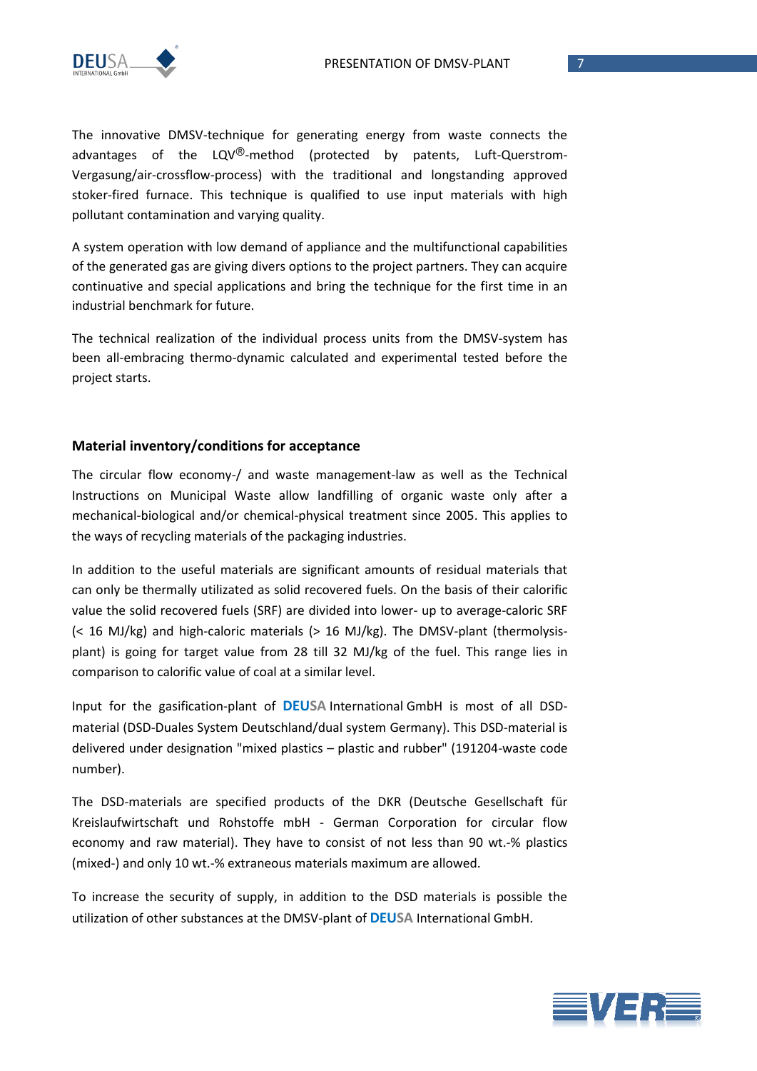The innovative DMSV-technique for generating energy from waste connects the advantages of the LQV®-method (protected by patents, Luft-Querstrom-Vergasung/air-crossflow-process) with the traditional and longstanding approved stoker-fired furnace. This technique is qualified to use input materials with high pollutant contamination and varying quality.

A system operation with low demand of appliance and the multifunctional capabilities of the generated gas are giving divers options to the project partners. They can acquire continuative and special applications and bring the technique for the first time in an industrial benchmark for future.

The technical realization of the individual process units from the DMSV-system has been all-embracing thermo-dynamic calculated and experimental tested before the project starts.

## Material inventory/conditions for acceptance

The circular flow economy-/ and waste management-law as well as the Technical Instructions on Municipal Waste allow landfilling of organic waste only after a mechanical-biological and/or chemical-physical treatment since 2005. This applies to the ways of recycling materials of the packaging industries.

In addition to the useful materials are significant amounts of residual materials that can only be thermally utilizated as solid recovered fuels. On the basis of their calorific value the solid recovered fuels (SRF) are divided into lower- up to average-caloric SRF (< 16 MJ/kg) and high-caloric materials (> 16 MJ/kg). The DMSV-plant (thermolysis-plant) is going for target value from 28 till 32 MJ/kg of the fuel. This range lies in comparison to calorific value of coal at a similar level.

Input for the gasification-plant of **DEUSA** International GmbH is most of all DSD-material (DSD-Duales System Deutschland/dual system Germany). This DSD-material is delivered under designation "mixed plastics – plastic and rubber" (191204-waste code number).

The DSD-materials are specified products of the DKR (Deutsche Gesellschaft für Kreislaufwirtschaft und Rohstoffe mbH - German Corporation for circular flow economy and raw material). They have to consist of not less than 90 wt.-% plastics (mixed-) and only 10 wt.-% extraneous materials maximum are allowed.

To increase the security of supply, in addition to the DSD materials is possible the utilization of other substances at the DMSV-plant of **DEUSA** International GmbH.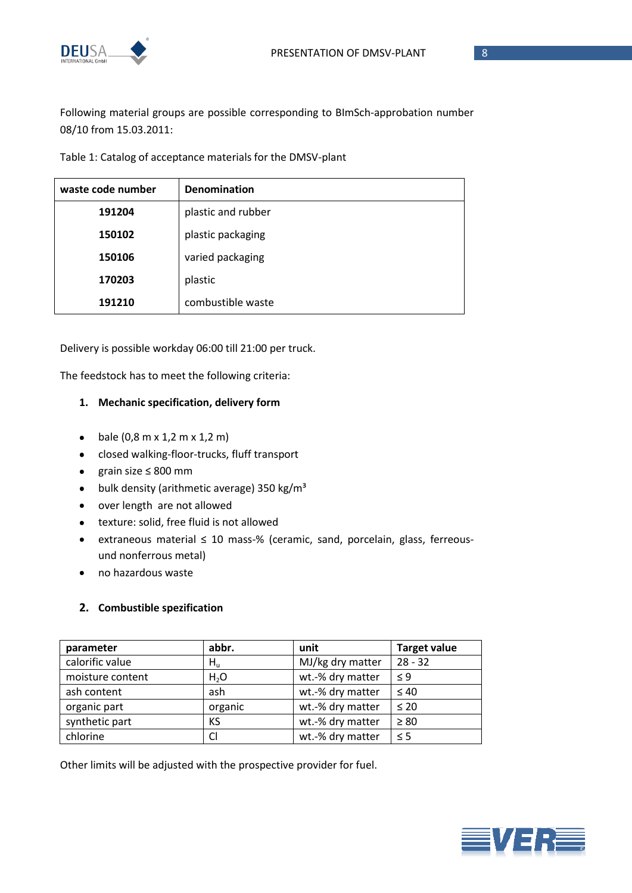Following material groups are possible corresponding to BImSch-approbation number 08/10 from 15.03.2011:

Table 1: Catalog of acceptance materials for the DMSV-plant

| waste code number | Denomination |
|---|---|
| **191204** | plastic and rubber |
| **150102** | plastic packaging |
| **150106** | varied packaging |
| **170203** | plastic |
| **191210** | combustible waste |

Delivery is possible workday 06:00 till 21:00 per truck.

The feedstock has to meet the following criteria:

1. **Mechanic specification, delivery form**

- bale (0,8 m x 1,2 m x 1,2 m)
- closed walking-floor-trucks, fluff transport
- grain size ≤ 800 mm
- bulk density (arithmetic average) 350 kg/m³
- over length are not allowed
- texture: solid, free fluid is not allowed
- extraneous material ≤ 10 mass-% (ceramic, sand, porcelain, glass, ferreous- und nonferrous metal)
- no hazardous waste

2. **Combustible spezification**

| parameter | abbr. | unit | Target value |
|---|---|---|---|
| calorific value | $H_u$ | MJ/kg dry matter | 28 - 32 |
| moisture content | $H_2O$ | wt.-% dry matter | ≤ 9 |
| ash content | ash | wt.-% dry matter | ≤ 40 |
| organic part | organic | wt.-% dry matter | ≤ 20 |
| synthetic part | KS | wt.-% dry matter | ≥ 80 |
| chlorine | Cl | wt.-% dry matter | ≤ 5 |

Other limits will be adjusted with the prospective provider for fuel.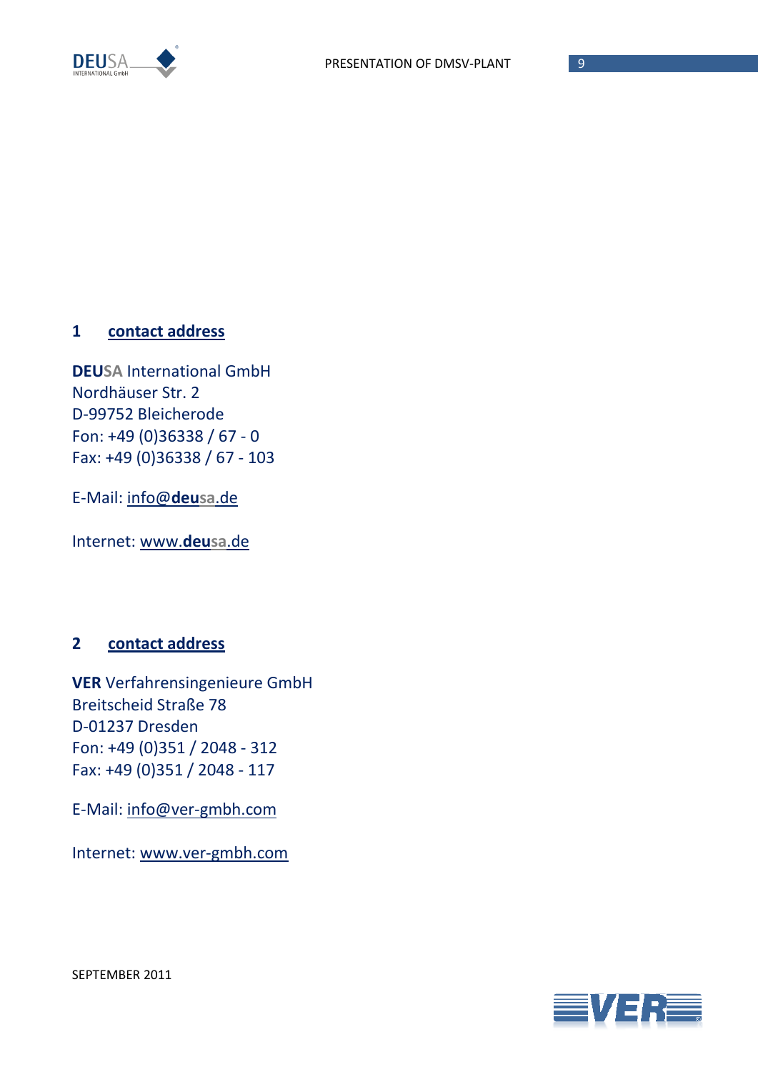## 1 contact address

**DEUSA** International GmbH
Nordhäuser Str. 2
D-99752 Bleicherode
Fon: +49 (0)36338 / 67 - 0
Fax: +49 (0)36338 / 67 - 103

E-Mail: info@**deu**sa.de

Internet: www.**deu**sa.de

## 2 contact address

**VER** Verfahrensingenieure GmbH
Breitscheid Straße 78
D-01237 Dresden
Fon: +49 (0)351 / 2048 - 312
Fax: +49 (0)351 / 2048 - 117

E-Mail: info@ver-gmbh.com

Internet: www.ver-gmbh.com